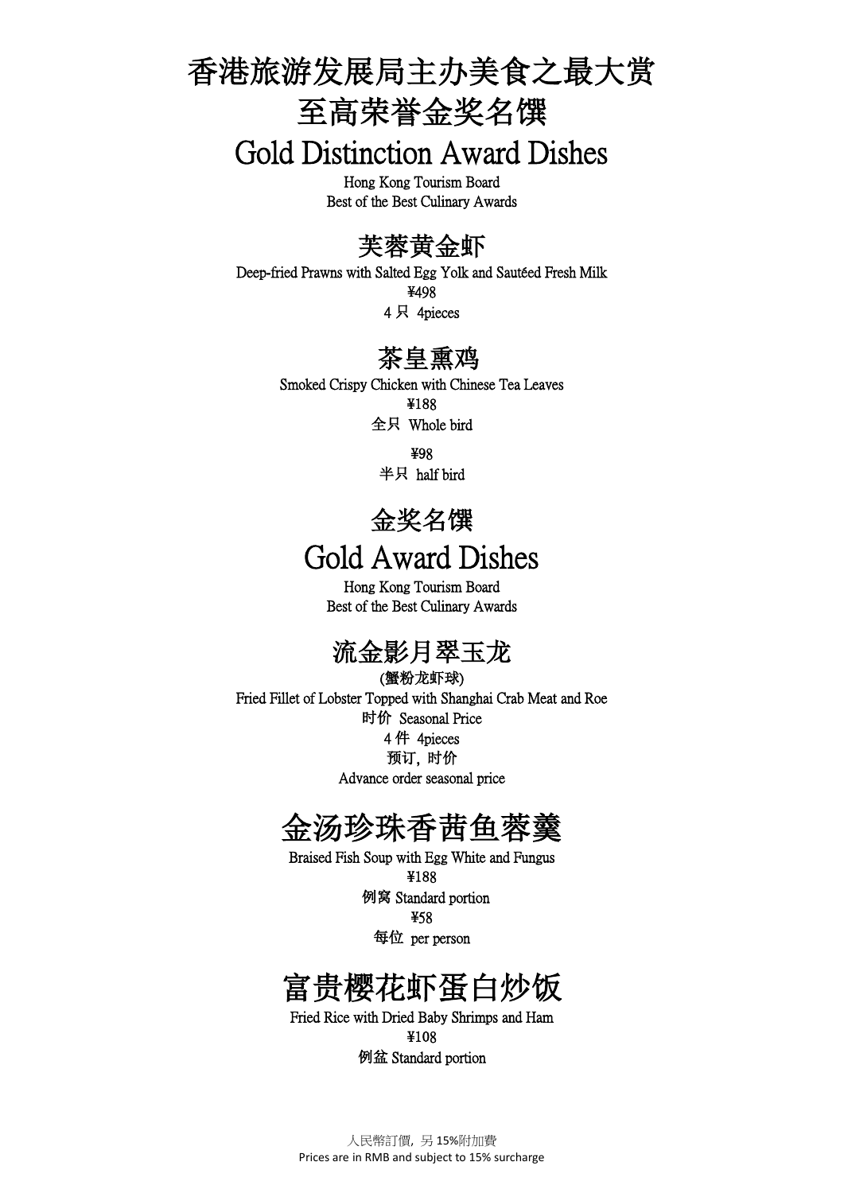# 香港旅游发展局主办美食之最大赏

# 至高荣誉金奖名馔

# Gold Distinction Award Dishes

Hong Kong Tourism Board
Best of the Best Culinary Awards

## 芙蓉黄金虾

Deep-fried Prawns with Salted Egg Yolk and Sautéed Fresh Milk
¥498
4 只 4pieces

## 茶皇熏鸡

Smoked Crispy Chicken with Chinese Tea Leaves
¥188
全只 Whole bird

¥98
半只 half bird

# 金奖名馔

# Gold Award Dishes

Hong Kong Tourism Board
Best of the Best Culinary Awards

## 流金影月翠玉龙

(蟹粉龙虾球)
Fried Fillet of Lobster Topped with Shanghai Crab Meat and Roe
时价 Seasonal Price
4 件 4pieces
预订，时价
Advance order seasonal price

## 金汤珍珠香茜鱼蓉羹

Braised Fish Soup with Egg White and Fungus
¥188
例窝 Standard portion
¥58
每位 per person

## 富贵樱花虾蛋白炒饭

Fried Rice with Dried Baby Shrimps and Ham
¥108
例盆 Standard portion

人民幣訂價，另 15%附加費
Prices are in RMB and subject to 15% surcharge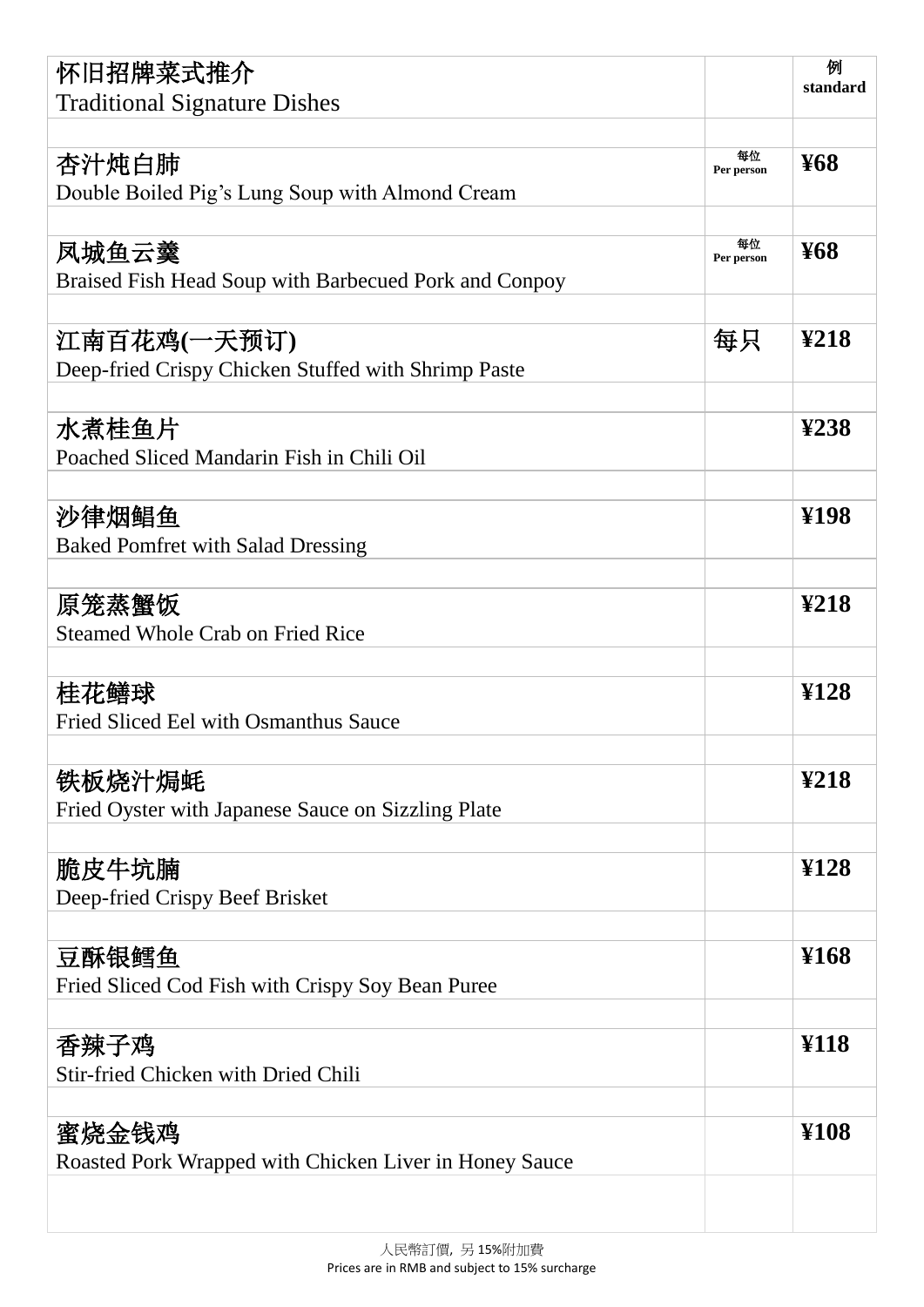| 怀旧招牌菜式推介<br>Traditional Signature Dishes | | 例<br>standard |
|---|---|---|
| 杏汁炖白肺<br>Double Boiled Pig’s Lung Soup with Almond Cream | 每位<br>Per person | ¥68 |
| 凤城鱼云羹<br>Braised Fish Head Soup with Barbecued Pork and Conpoy | 每位<br>Per person | ¥68 |
| 江南百花鸡(一天预订)<br>Deep-fried Crispy Chicken Stuffed with Shrimp Paste | 每只 | ¥218 |
| 水煮桂鱼片<br>Poached Sliced Mandarin Fish in Chili Oil | | ¥238 |
| 沙律烟鲳鱼<br>Baked Pomfret with Salad Dressing | | ¥198 |
| 原笼蒸蟹饭<br>Steamed Whole Crab on Fried Rice | | ¥218 |
| 桂花鳝球<br>Fried Sliced Eel with Osmanthus Sauce | | ¥128 |
| 铁板烧汁焗蚝<br>Fried Oyster with Japanese Sauce on Sizzling Plate | | ¥218 |
| 脆皮牛坑腩<br>Deep-fried Crispy Beef Brisket | | ¥128 |
| 豆酥银鳕鱼<br>Fried Sliced Cod Fish with Crispy Soy Bean Puree | | ¥168 |
| 香辣子鸡<br>Stir-fried Chicken with Dried Chili | | ¥118 |
| 蜜烧金钱鸡<br>Roasted Pork Wrapped with Chicken Liver in Honey Sauce | | ¥108 |

人民幣訂價，另 15%附加費
Prices are in RMB and subject to 15% surcharge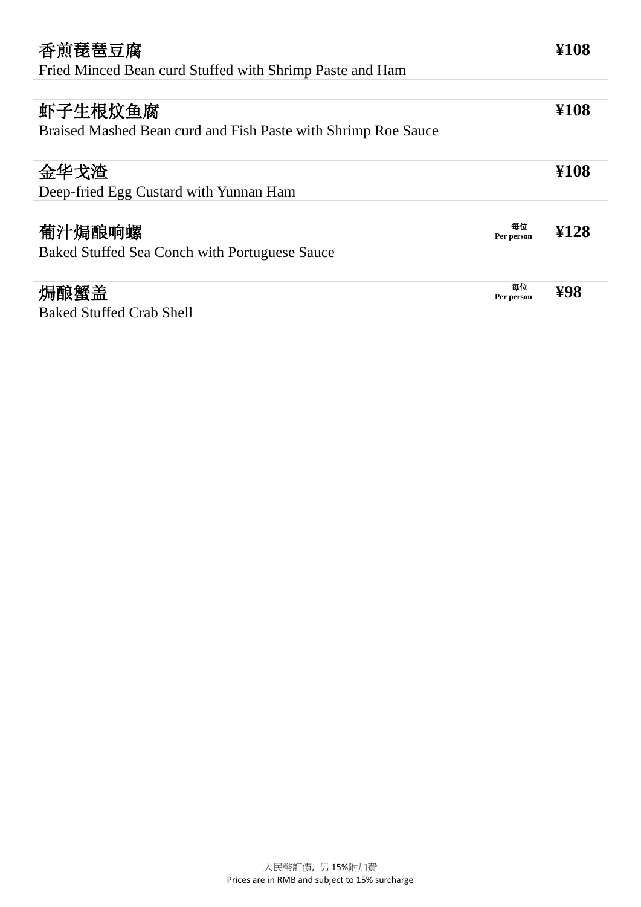| Dish | | Price |
|---|---|---|
| 香煎琵琶豆腐<br>Fried Minced Bean curd Stuffed with Shrimp Paste and Ham | | ¥108 |
| | | |
| 虾子生根炆鱼腐<br>Braised Mashed Bean curd and Fish Paste with Shrimp Roe Sauce | | ¥108 |
| | | |
| 金华戈渣<br>Deep-fried Egg Custard with Yunnan Ham | | ¥108 |
| | | |
| 葡汁焗酿响螺<br>Baked Stuffed Sea Conch with Portuguese Sauce | 每位<br>Per person | ¥128 |
| | | |
| 焗酿蟹盖<br>Baked Stuffed Crab Shell | 每位<br>Per person | ¥98 |

人民幣訂價，另 15%附加費
Prices are in RMB and subject to 15% surcharge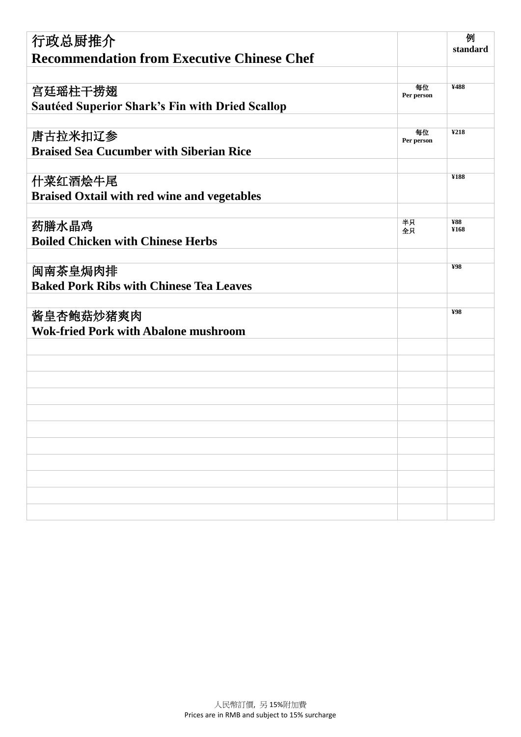| 行政总厨推介<br>**Recommendation from Executive Chinese Chef** | | 例<br>**standard** |
|---|---|---|
| | | |
| 宫廷瑶柱干捞翅<br>**Sautéed Superior Shark's Fin with Dried Scallop** | 每位<br>Per person | ¥488 |
| | | |
| 唐古拉米扣辽参<br>**Braised Sea Cucumber with Siberian Rice** | 每位<br>Per person | ¥218 |
| | | |
| 什菜红酒烩牛尾<br>**Braised Oxtail with red wine and vegetables** | | ¥188 |
| | | |
| 药膳水晶鸡<br>**Boiled Chicken with Chinese Herbs** | 半只<br>全只 | ¥88<br>¥168 |
| | | |
| 闽南茶皇焗肉排<br>**Baked Pork Ribs with Chinese Tea Leaves** | | ¥98 |
| | | |
| 酱皇杏鲍菇炒猪爽肉<br>**Wok-fried Pork with Abalone mushroom** | | ¥98 |

人民幣訂價，另 15%附加費
Prices are in RMB and subject to 15% surcharge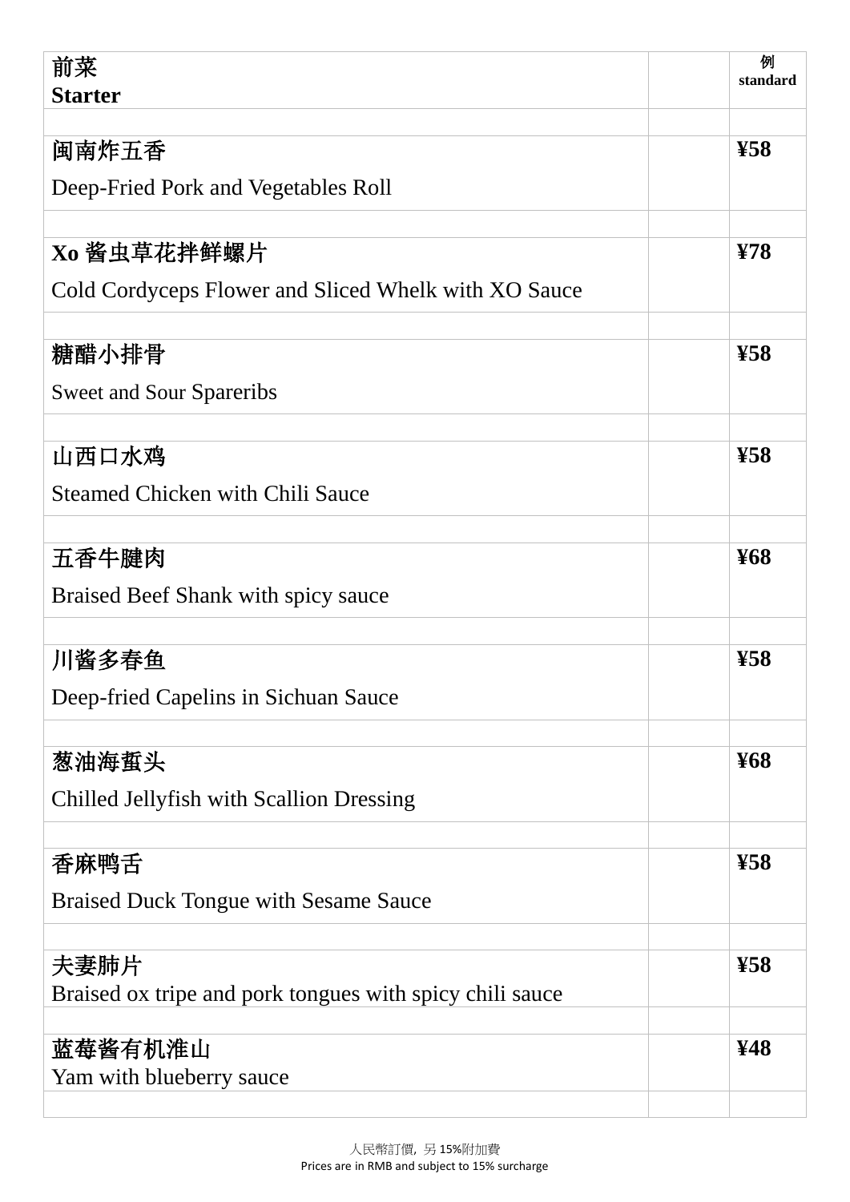| 前菜<br>**Starter** | | 例<br>**standard** |
|---|---|---|
| | | |
| **闽南炸五香**<br>Deep-Fried Pork and Vegetables Roll | | **¥58** |
| | | |
| **Xo 酱虫草花拌鲜螺片**<br>Cold Cordyceps Flower and Sliced Whelk with XO Sauce | | **¥78** |
| | | |
| **糖醋小排骨**<br>Sweet and Sour Spareribs | | **¥58** |
| | | |
| **山西口水鸡**<br>Steamed Chicken with Chili Sauce | | **¥58** |
| | | |
| **五香牛腱肉**<br>Braised Beef Shank with spicy sauce | | **¥68** |
| | | |
| **川酱多春鱼**<br>Deep-fried Capelins in Sichuan Sauce | | **¥58** |
| | | |
| **葱油海蜇头**<br>Chilled Jellyfish with Scallion Dressing | | **¥68** |
| | | |
| **香麻鸭舌**<br>Braised Duck Tongue with Sesame Sauce | | **¥58** |
| | | |
| 夫妻肺片<br>Braised ox tripe and pork tongues with spicy chili sauce | | **¥58** |
| | | |
| **蓝莓酱有机淮山**<br>Yam with blueberry sauce | | **¥48** |
| | | |

人民幣訂價，另 15%附加費
Prices are in RMB and subject to 15% surcharge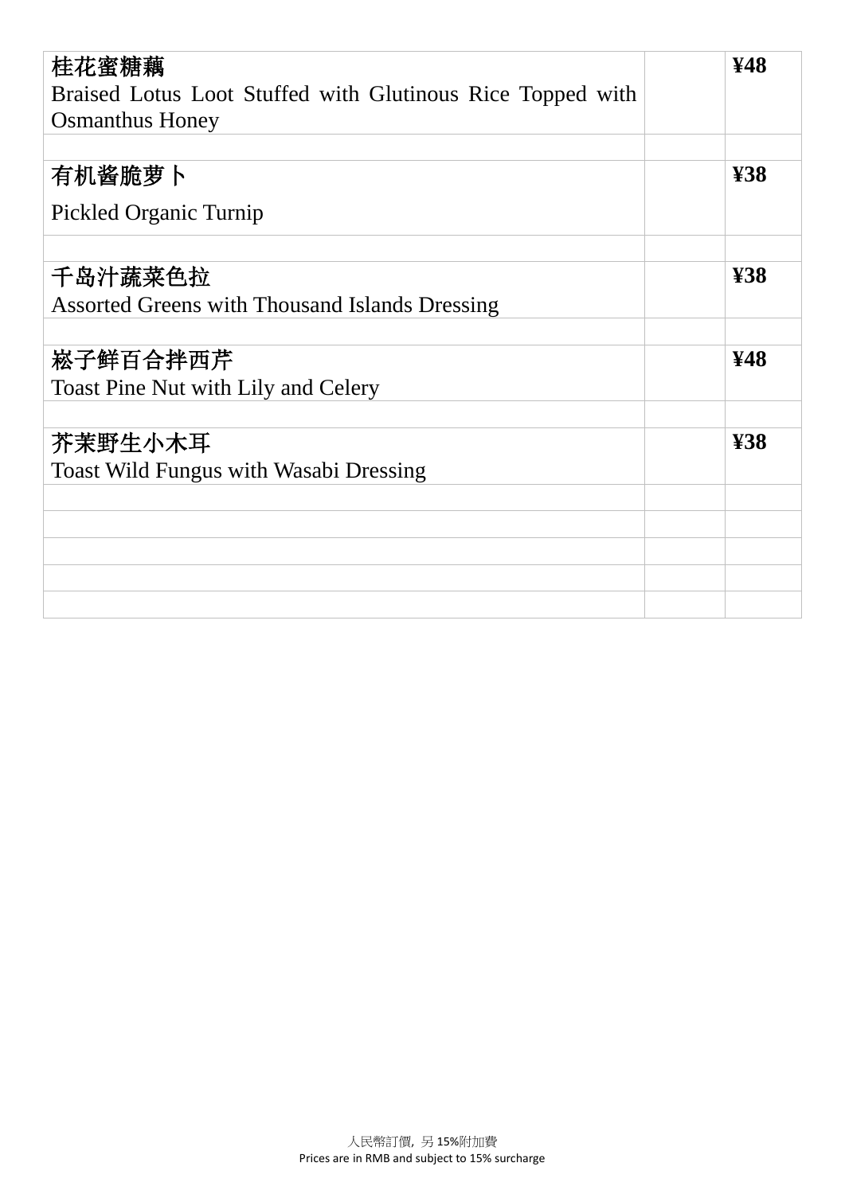| | | |
|---|---|---|
| 桂花蜜糖藕<br>Braised Lotus Loot Stuffed with Glutinous Rice Topped with Osmanthus Honey | | **¥48** |
| 有机酱脆萝卜<br>Pickled Organic Turnip | | **¥38** |
| 千岛汁蔬菜色拉<br>Assorted Greens with Thousand Islands Dressing | | **¥38** |
| 崧子鲜百合拌西芹<br>Toast Pine Nut with Lily and Celery | | **¥48** |
| 芥茉野生小木耳<br>Toast Wild Fungus with Wasabi Dressing | | **¥38** |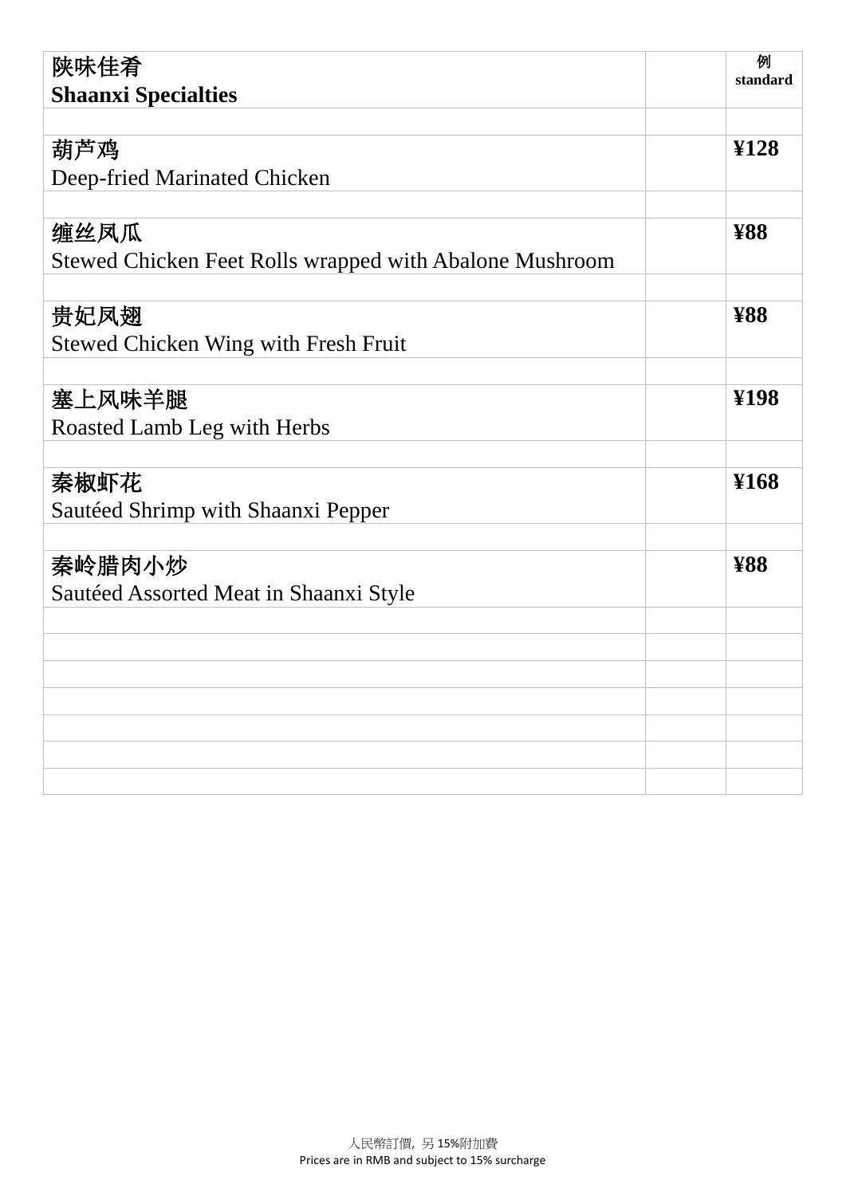| 陕味佳肴<br>**Shaanxi Specialties** | | 例<br>**standard** |
| --- | --- | --- |
| | | |
| 葫芦鸡<br>Deep-fried Marinated Chicken | | **¥128** |
| | | |
| 缠丝凤瓜<br>Stewed Chicken Feet Rolls wrapped with Abalone Mushroom | | **¥88** |
| | | |
| 贵妃凤翅<br>Stewed Chicken Wing with Fresh Fruit | | **¥88** |
| | | |
| 塞上风味羊腿<br>Roasted Lamb Leg with Herbs | | **¥198** |
| | | |
| 秦椒虾花<br>Sautéed Shrimp with Shaanxi Pepper | | **¥168** |
| | | |
| 秦岭腊肉小炒<br>Sautéed Assorted Meat in Shaanxi Style | | **¥88** |
| | | |
| | | |
| | | |
| | | |
| | | |
| | | |
| | | |

人民幣訂價，另 15%附加費
Prices are in RMB and subject to 15% surcharge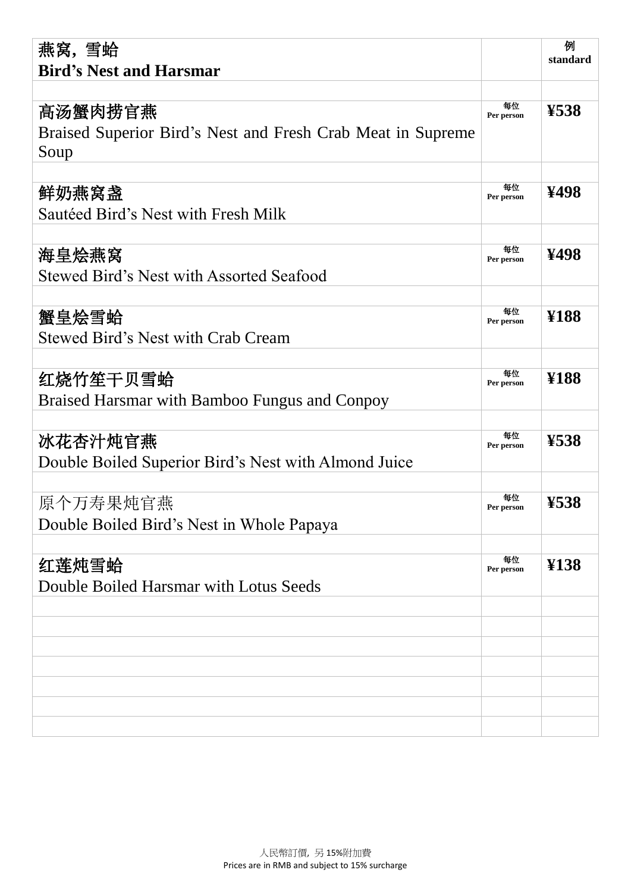| 燕窝，雪蛤<br>**Bird's Nest and Harsmar** | | 例<br>standard |
|---|---|---|
| 高汤蟹肉捞官燕<br>Braised Superior Bird's Nest and Fresh Crab Meat in Supreme Soup | 每位<br>Per person | ¥538 |
| 鲜奶燕窝盏<br>Sautéed Bird's Nest with Fresh Milk | 每位<br>Per person | ¥498 |
| 海皇烩燕窝<br>Stewed Bird's Nest with Assorted Seafood | 每位<br>Per person | ¥498 |
| 蟹皇烩雪蛤<br>Stewed Bird's Nest with Crab Cream | 每位<br>Per person | ¥188 |
| 红烧竹笙干贝雪蛤<br>Braised Harsmar with Bamboo Fungus and Conpoy | 每位<br>Per person | ¥188 |
| 冰花杏汁炖官燕<br>Double Boiled Superior Bird's Nest with Almond Juice | 每位<br>Per person | ¥538 |
| 原个万寿果炖官燕<br>Double Boiled Bird's Nest in Whole Papaya | 每位<br>Per person | ¥538 |
| 红莲炖雪蛤<br>Double Boiled Harsmar with Lotus Seeds | 每位<br>Per person | ¥138 |

人民幣訂價，另 15%附加費
Prices are in RMB and subject to 15% surcharge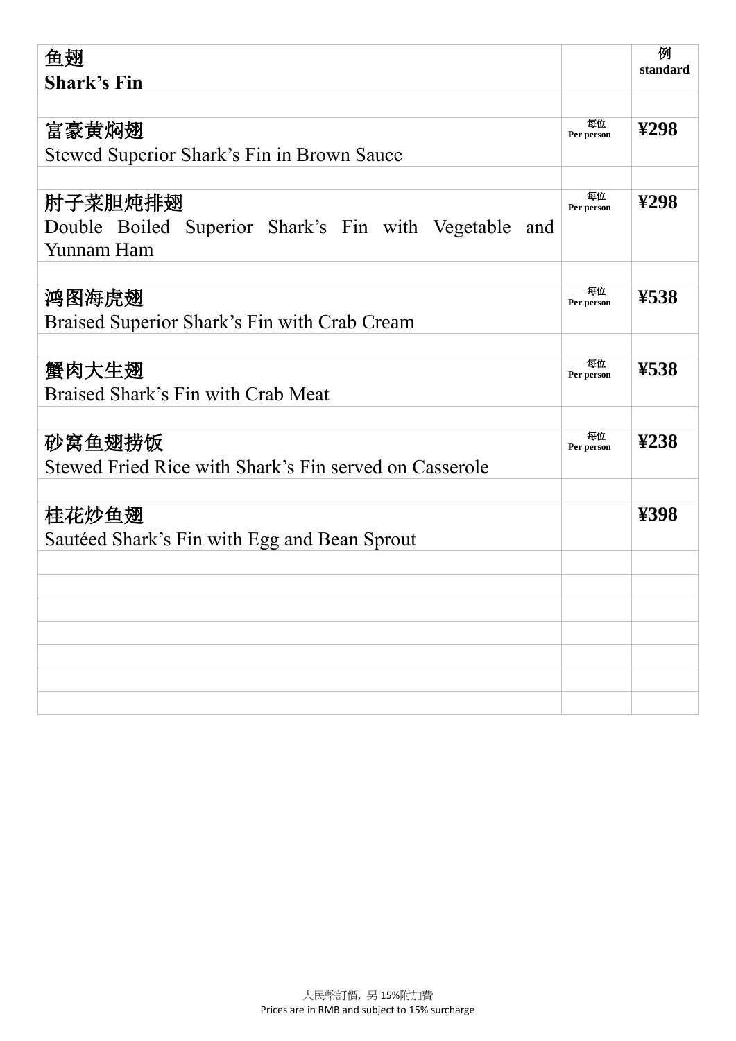| 鱼翅<br>**Shark's Fin** | | 例<br>**standard** |
|---|---|---|
| | | |
| 富豪黄焖翅<br>Stewed Superior Shark's Fin in Brown Sauce | 每位<br>**Per person** | **¥298** |
| | | |
| 肘子菜胆炖排翅<br>Double Boiled Superior Shark's Fin with Vegetable and Yunnam Ham | 每位<br>**Per person** | **¥298** |
| | | |
| 鸿图海虎翅<br>Braised Superior Shark's Fin with Crab Cream | 每位<br>**Per person** | **¥538** |
| | | |
| 蟹肉大生翅<br>Braised Shark's Fin with Crab Meat | 每位<br>**Per person** | **¥538** |
| | | |
| 砂窝鱼翅捞饭<br>Stewed Fried Rice with Shark's Fin served on Casserole | 每位<br>**Per person** | **¥238** |
| | | |
| 桂花炒鱼翅<br>Sautéed Shark's Fin with Egg and Bean Sprout | | **¥398** |
| | | |
| | | |
| | | |
| | | |
| | | |
| | | |
| | | |

人民幣訂價，另 15%附加費
Prices are in RMB and subject to 15% surcharge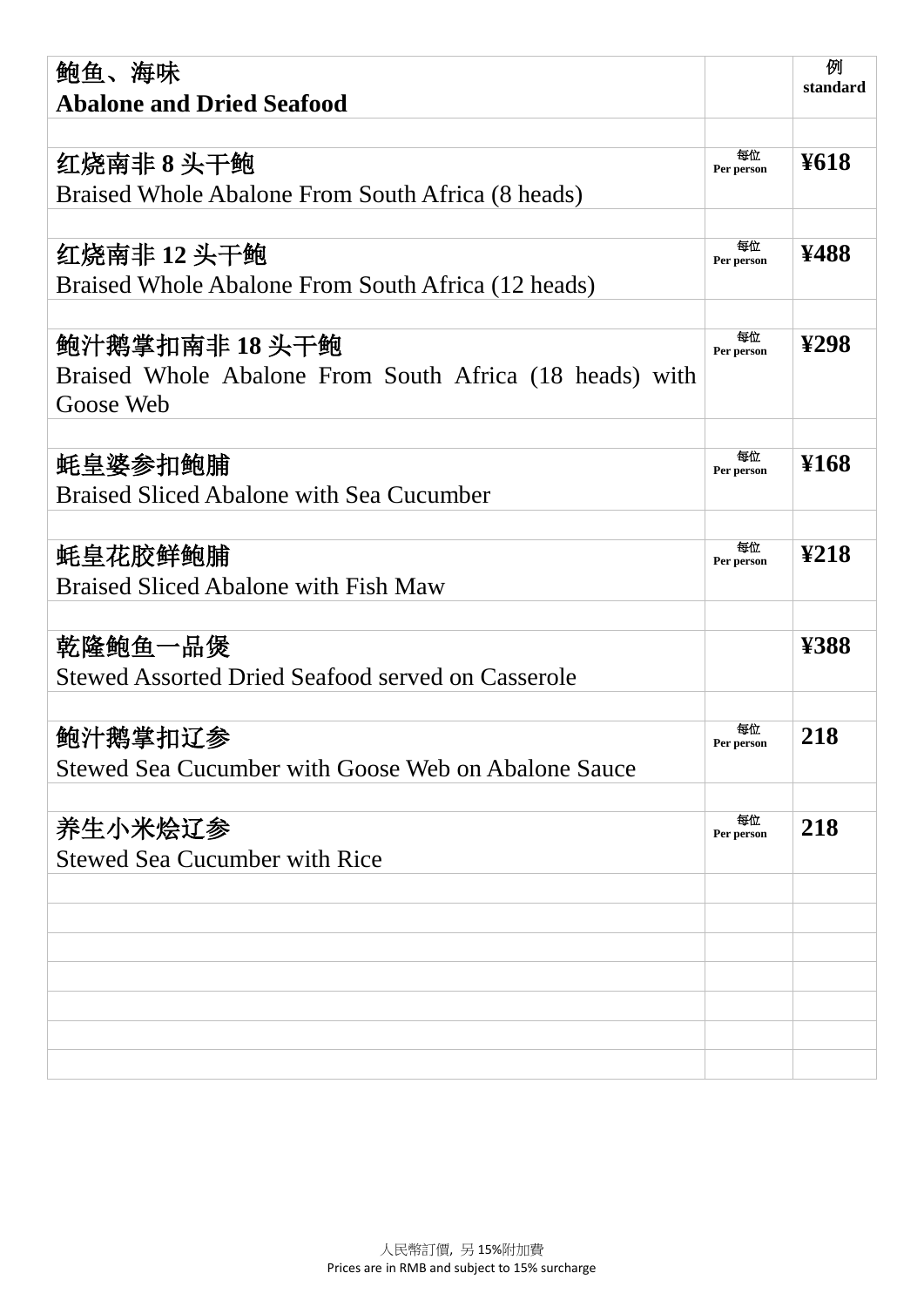| 鲍鱼、海味<br>**Abalone and Dried Seafood** | | 例<br>standard |
|---|---|---|
| | | |
| **红烧南非 8 头干鲍**<br>Braised Whole Abalone From South Africa (8 heads) | 每位<br>Per person | **¥618** |
| | | |
| **红烧南非 12 头干鲍**<br>Braised Whole Abalone From South Africa (12 heads) | 每位<br>Per person | **¥488** |
| | | |
| **鲍汁鹅掌扣南非 18 头干鲍**<br>Braised Whole Abalone From South Africa (18 heads) with Goose Web | 每位<br>Per person | **¥298** |
| | | |
| **蚝皇婆参扣鲍脯**<br>Braised Sliced Abalone with Sea Cucumber | 每位<br>Per person | **¥168** |
| | | |
| **蚝皇花胶鲜鲍脯**<br>Braised Sliced Abalone with Fish Maw | 每位<br>Per person | **¥218** |
| | | |
| **乾隆鲍鱼一品煲**<br>Stewed Assorted Dried Seafood served on Casserole | | **¥388** |
| | | |
| **鲍汁鹅掌扣辽参**<br>Stewed Sea Cucumber with Goose Web on Abalone Sauce | 每位<br>Per person | **218** |
| | | |
| **养生小米烩辽参**<br>Stewed Sea Cucumber with Rice | 每位<br>Per person | **218** |

人民幣訂價，另 15%附加費
Prices are in RMB and subject to 15% surcharge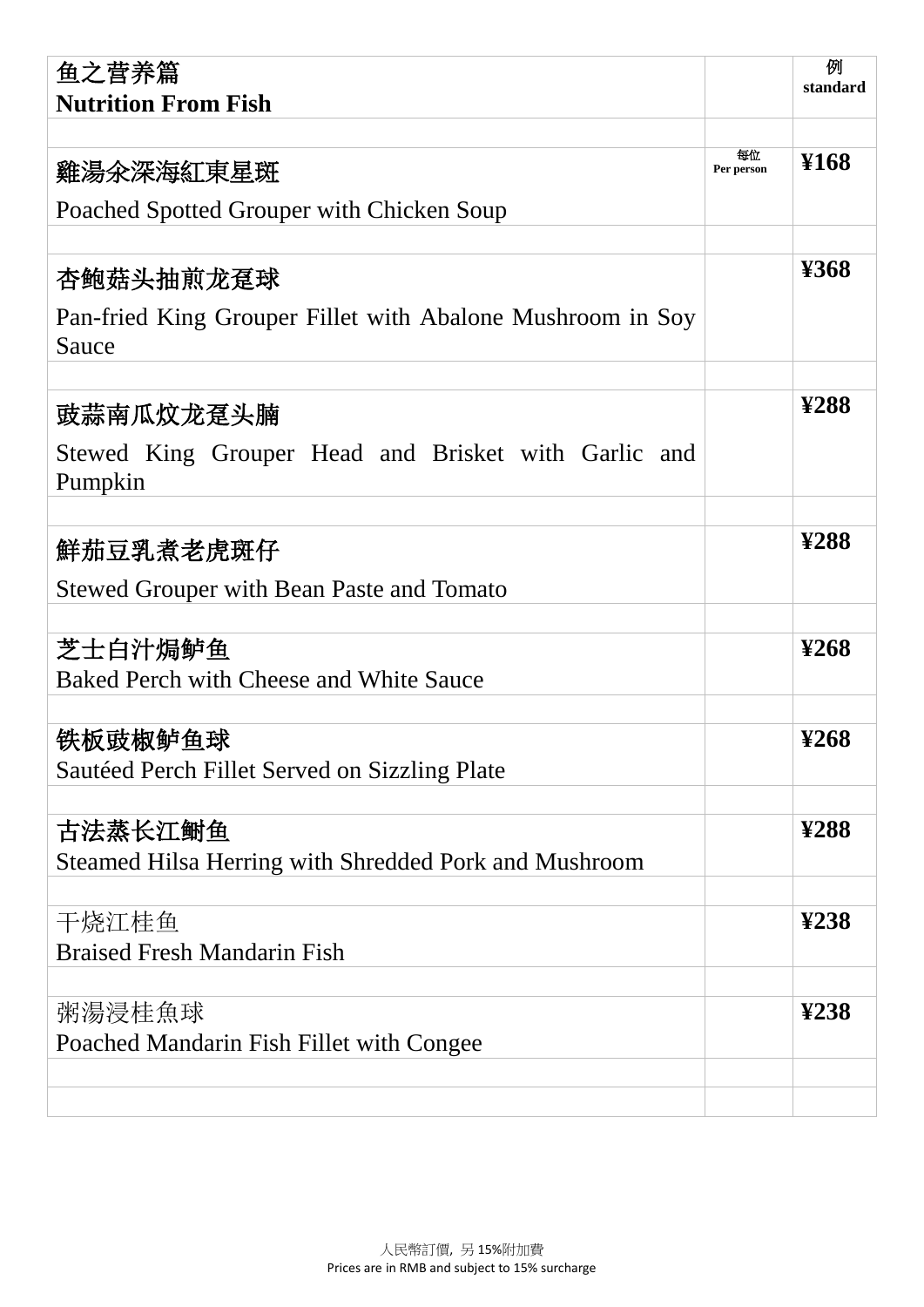| 鱼之营养篇<br>**Nutrition From Fish** | | 例<br>**standard** |
|---|---|---|
| 雞湯氽深海紅東星斑<br>Poached Spotted Grouper with Chicken Soup | 每位<br>Per person | **¥168** |
| 杏鲍菇头抽煎龙趸球<br>Pan-fried King Grouper Fillet with Abalone Mushroom in Soy Sauce | | **¥368** |
| 豉蒜南瓜炆龙趸头腩<br>Stewed King Grouper Head and Brisket with Garlic and Pumpkin | | **¥288** |
| 鮮茄豆乳煮老虎斑仔<br>Stewed Grouper with Bean Paste and Tomato | | **¥288** |
| 芝士白汁焗鲈鱼<br>Baked Perch with Cheese and White Sauce | | **¥268** |
| 铁板豉椒鲈鱼球<br>Sautéed Perch Fillet Served on Sizzling Plate | | **¥268** |
| 古法蒸长江鲥鱼<br>Steamed Hilsa Herring with Shredded Pork and Mushroom | | **¥288** |
| 干烧江桂鱼<br>Braised Fresh Mandarin Fish | | **¥238** |
| 粥湯浸桂魚球<br>Poached Mandarin Fish Fillet with Congee | | **¥238** |

人民幣訂價，另 15%附加費
Prices are in RMB and subject to 15% surcharge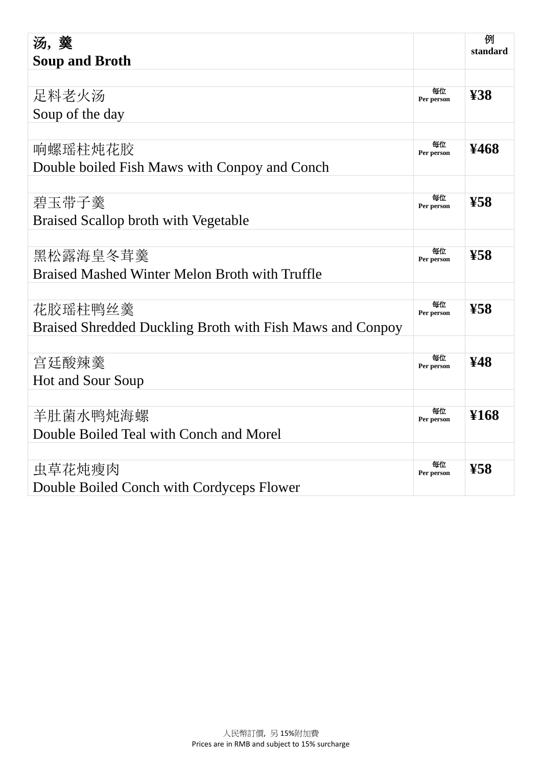| 汤，羹<br>**Soup and Broth** | | 例<br>standard |
|---|---|---|
| 足料老火汤<br>Soup of the day | 每位<br>Per person | **¥38** |
| 响螺瑶柱炖花胶<br>Double boiled Fish Maws with Conpoy and Conch | 每位<br>Per person | **¥468** |
| 碧玉带子羹<br>Braised Scallop broth with Vegetable | 每位<br>Per person | **¥58** |
| 黑松露海皇冬茸羹<br>Braised Mashed Winter Melon Broth with Truffle | 每位<br>Per person | **¥58** |
| 花胶瑶柱鸭丝羹<br>Braised Shredded Duckling Broth with Fish Maws and Conpoy | 每位<br>Per person | **¥58** |
| 宫廷酸辣羹<br>Hot and Sour Soup | 每位<br>Per person | **¥48** |
| 羊肚菌水鸭炖海螺<br>Double Boiled Teal with Conch and Morel | 每位<br>Per person | **¥168** |
| 虫草花炖瘦肉<br>Double Boiled Conch with Cordyceps Flower | 每位<br>Per person | **¥58** |

人民幣訂價，另 15%附加費
Prices are in RMB and subject to 15% surcharge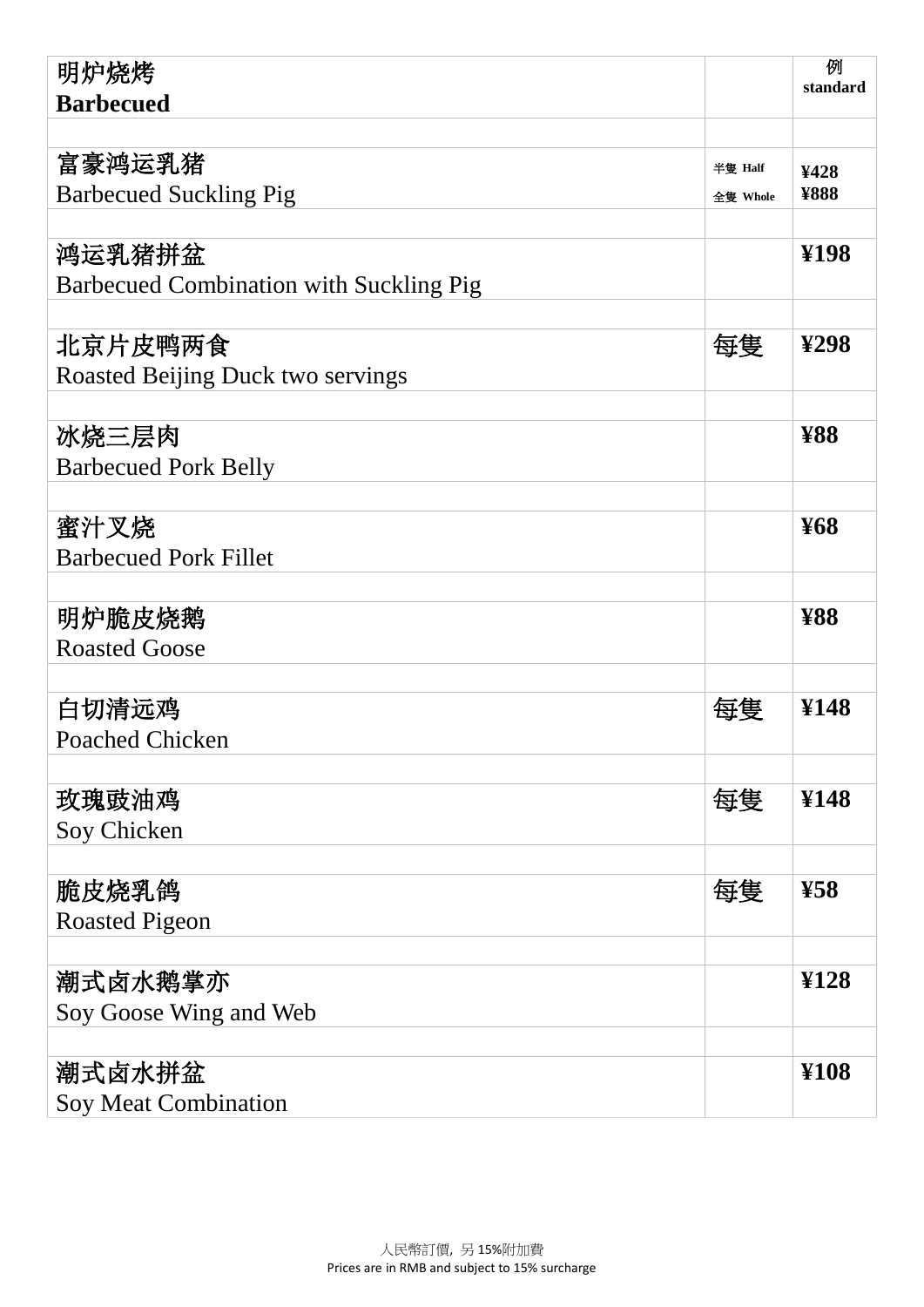| 明炉烧烤<br>**Barbecued** | | 例<br>standard |
|---|---|---|
| 富豪鸿运乳猪<br>Barbecued Suckling Pig | 半隻 Half<br>全隻 Whole | ¥428<br>¥888 |
| 鸿运乳猪拼盆<br>Barbecued Combination with Suckling Pig | | ¥198 |
| 北京片皮鸭两食<br>Roasted Beijing Duck two servings | 每隻 | ¥298 |
| 冰烧三层肉<br>Barbecued Pork Belly | | ¥88 |
| 蜜汁叉烧<br>Barbecued Pork Fillet | | ¥68 |
| 明炉脆皮烧鹅<br>Roasted Goose | | ¥88 |
| 白切清远鸡<br>Poached Chicken | 每隻 | ¥148 |
| 玫瑰豉油鸡<br>Soy Chicken | 每隻 | ¥148 |
| 脆皮烧乳鸽<br>Roasted Pigeon | 每隻 | ¥58 |
| 潮式卤水鹅掌亦<br>Soy Goose Wing and Web | | ¥128 |
| 潮式卤水拼盆<br>Soy Meat Combination | | ¥108 |

人民幣訂價，另 15%附加費
Prices are in RMB and subject to 15% surcharge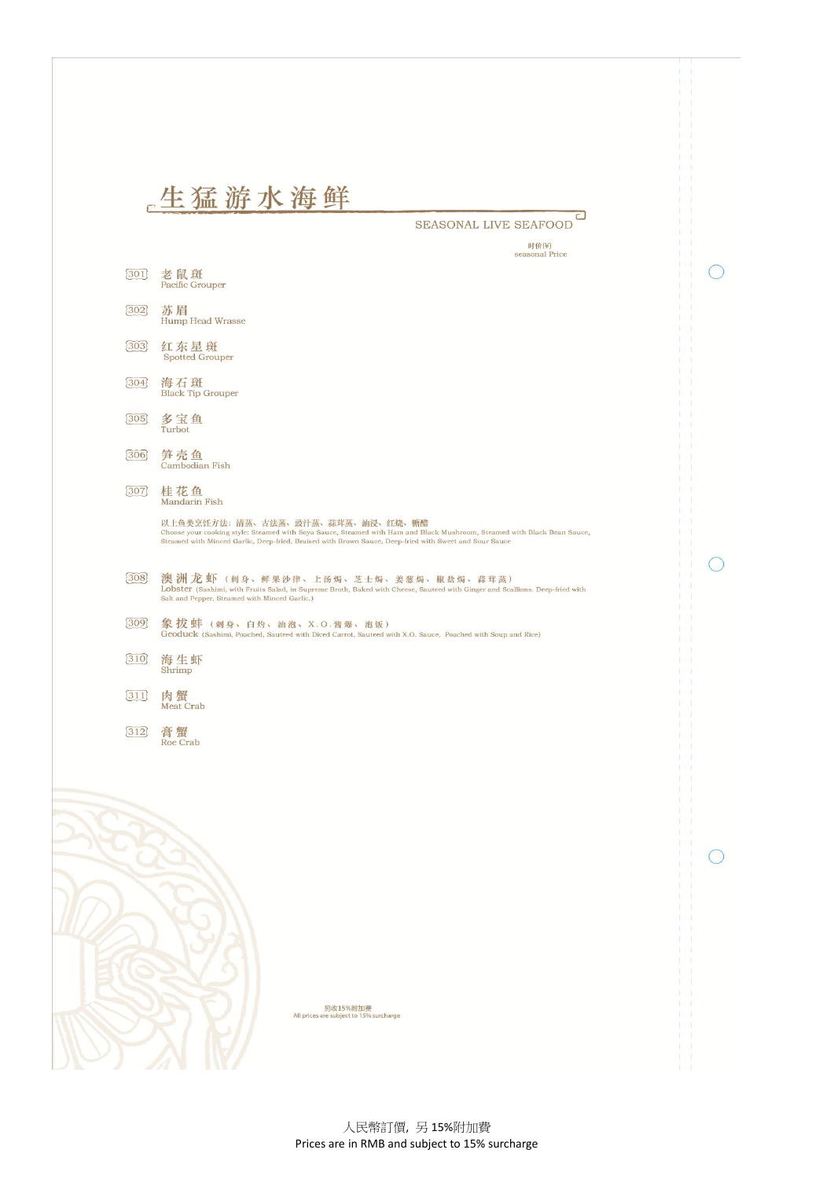# 生猛游水海鲜

SEASONAL LIVE SEAFOOD

时价(¥)
seasonal Price

301 老鼠斑
Pacific Grouper

302 苏眉
Hump Head Wrasse

303 红东星斑
Spotted Grouper

304 海石斑
Black Tip Grouper

305 多宝鱼
Turbot

306 笋壳鱼
Cambodian Fish

307 桂花鱼
Mandarin Fish

以上鱼类烹饪方法：清蒸、古法蒸、豉汁蒸、蒜茸蒸、油浸、红烧、糖醋
Choose your cooking style: Steamed with Soya Sauce, Steamed with Ham and Black Mushroom, Steamed with Black Bean Sauce, Steamed with Minced Garlic, Deep-fried, Braised with Brown Sauce, Deep-fried with Sweet and Sour Sauce

308 澳洲龙虾（刺身、鲜果沙律、上汤焗、芝士焗、姜葱焗、椒盐焗、蒜茸蒸）
Lobster (Sashimi, with Fruits Salad, in Supreme Broth, Baked with Cheese, Sauteed with Ginger and Scallions. Deep-fried with Salt and Pepper, Steamed with Minced Garlic.)

309 象拔蚌（刺身、白灼、油泡、X.O.酱爆、泡饭）
Geoduck (Sashimi, Poached, Sauteed with Diced Carrot, Sauteed with X.O. Sauce, Poached with Soup and Rice)

310 海生虾
Shrimp

311 肉蟹
Meat Crab

312 膏蟹
Roe Crab

另收15%附加费
All prices are subject to 15% surcharge

人民幣訂價，另 15%附加費
Prices are in RMB and subject to 15% surcharge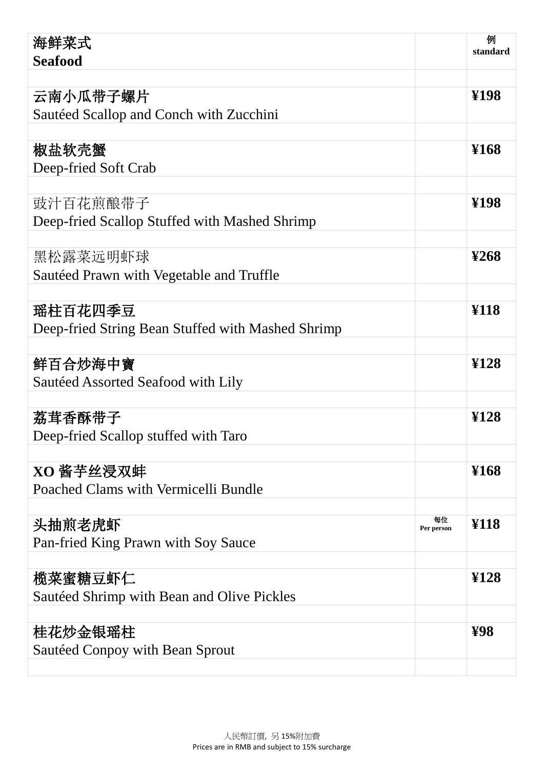| 海鲜菜式<br>**Seafood** | | 例<br>standard |
|---|---|---|
| **云南小瓜带子螺片**<br>Sautéed Scallop and Conch with Zucchini | | **¥198** |
| **椒盐软壳蟹**<br>Deep-fried Soft Crab | | **¥168** |
| 豉汁百花煎酿带子<br>Deep-fried Scallop Stuffed with Mashed Shrimp | | **¥198** |
| 黑松露菜远明虾球<br>Sautéed Prawn with Vegetable and Truffle | | **¥268** |
| **瑶柱百花四季豆**<br>Deep-fried String Bean Stuffed with Mashed Shrimp | | **¥118** |
| **鲜百合炒海中寳**<br>Sautéed Assorted Seafood with Lily | | **¥128** |
| **荔茸香酥带子**<br>Deep-fried Scallop stuffed with Taro | | **¥128** |
| **XO 酱芋丝浸双蚌**<br>Poached Clams with Vermicelli Bundle | | **¥168** |
| **头抽煎老虎虾**<br>Pan-fried King Prawn with Soy Sauce | 每位<br>Per person | **¥118** |
| **榄菜蜜糖豆虾仁**<br>Sautéed Shrimp with Bean and Olive Pickles | | **¥128** |
| **桂花炒金银瑶柱**<br>Sautéed Conpoy with Bean Sprout | | **¥98** |

人民幣訂價，另 15%附加費
Prices are in RMB and subject to 15% surcharge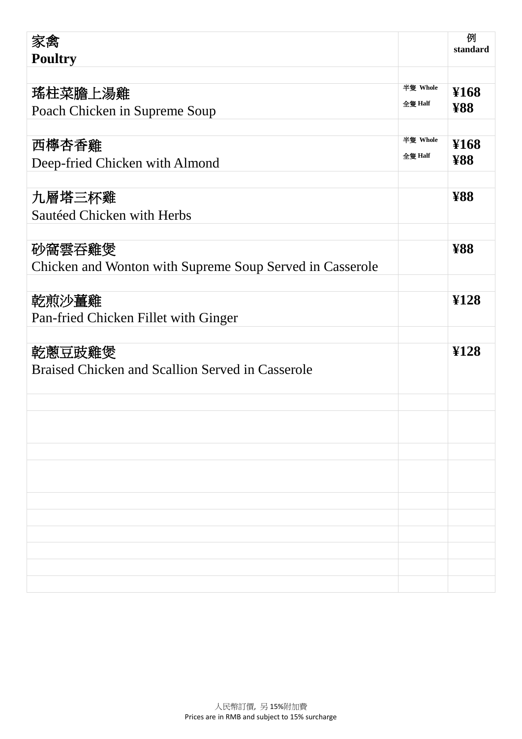| 家禽<br>**Poultry** | | 例<br>**standard** |
|---|---|---|
| | | |
| 瑤柱菜膽上湯雞<br>Poach Chicken in Supreme Soup | 半隻 Whole<br>全隻 Half | **¥168**<br>**¥88** |
| | | |
| 西檸杏香雞<br>Deep-fried Chicken with Almond | 半隻 Whole<br>全隻 Half | **¥168**<br>**¥88** |
| | | |
| 九層塔三杯雞<br>Sautéed Chicken with Herbs | | **¥88** |
| | | |
| 砂窩雲吞雞煲<br>Chicken and Wonton with Supreme Soup Served in Casserole | | **¥88** |
| | | |
| 乾煎沙薑雞<br>Pan-fried Chicken Fillet with Ginger | | **¥128** |
| | | |
| 乾蔥豆豉雞煲<br>Braised Chicken and Scallion Served in Casserole | | **¥128** |

人民幣訂價，另 15%附加費
Prices are in RMB and subject to 15% surcharge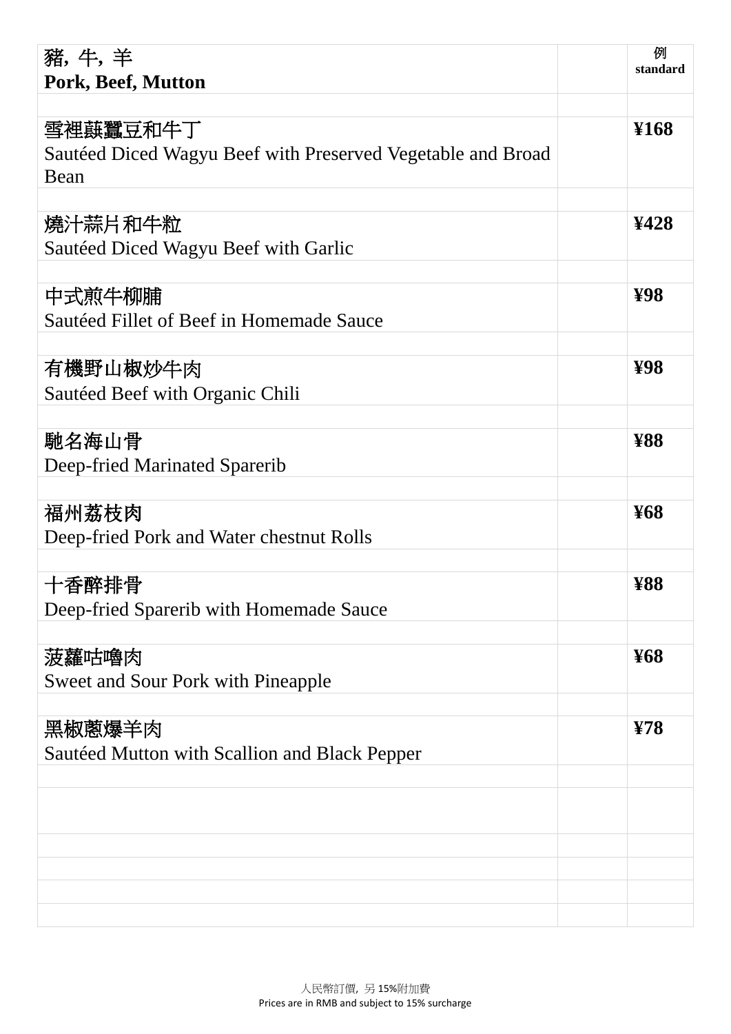| 豬, 牛, 羊<br>**Pork, Beef, Mutton** | | 例<br>**standard** |
|---|---|---|
| | | |
| 雪裡蕻蠶豆和牛丁<br>Sautéed Diced Wagyu Beef with Preserved Vegetable and Broad Bean | | **¥168** |
| | | |
| 燒汁蒜片和牛粒<br>Sautéed Diced Wagyu Beef with Garlic | | **¥428** |
| | | |
| 中式煎牛柳脯<br>Sautéed Fillet of Beef in Homemade Sauce | | **¥98** |
| | | |
| 有機野山椒炒牛肉<br>Sautéed Beef with Organic Chili | | **¥98** |
| | | |
| 馳名海山骨<br>Deep-fried Marinated Sparerib | | **¥88** |
| | | |
| 福州荔枝肉<br>Deep-fried Pork and Water chestnut Rolls | | **¥68** |
| | | |
| 十香醉排骨<br>Deep-fried Sparerib with Homemade Sauce | | **¥88** |
| | | |
| 菠蘿咕嚕肉<br>Sweet and Sour Pork with Pineapple | | **¥68** |
| | | |
| 黑椒蔥爆羊肉<br>Sautéed Mutton with Scallion and Black Pepper | | **¥78** |

人民幣訂價，另 15%附加費
Prices are in RMB and subject to 15% surcharge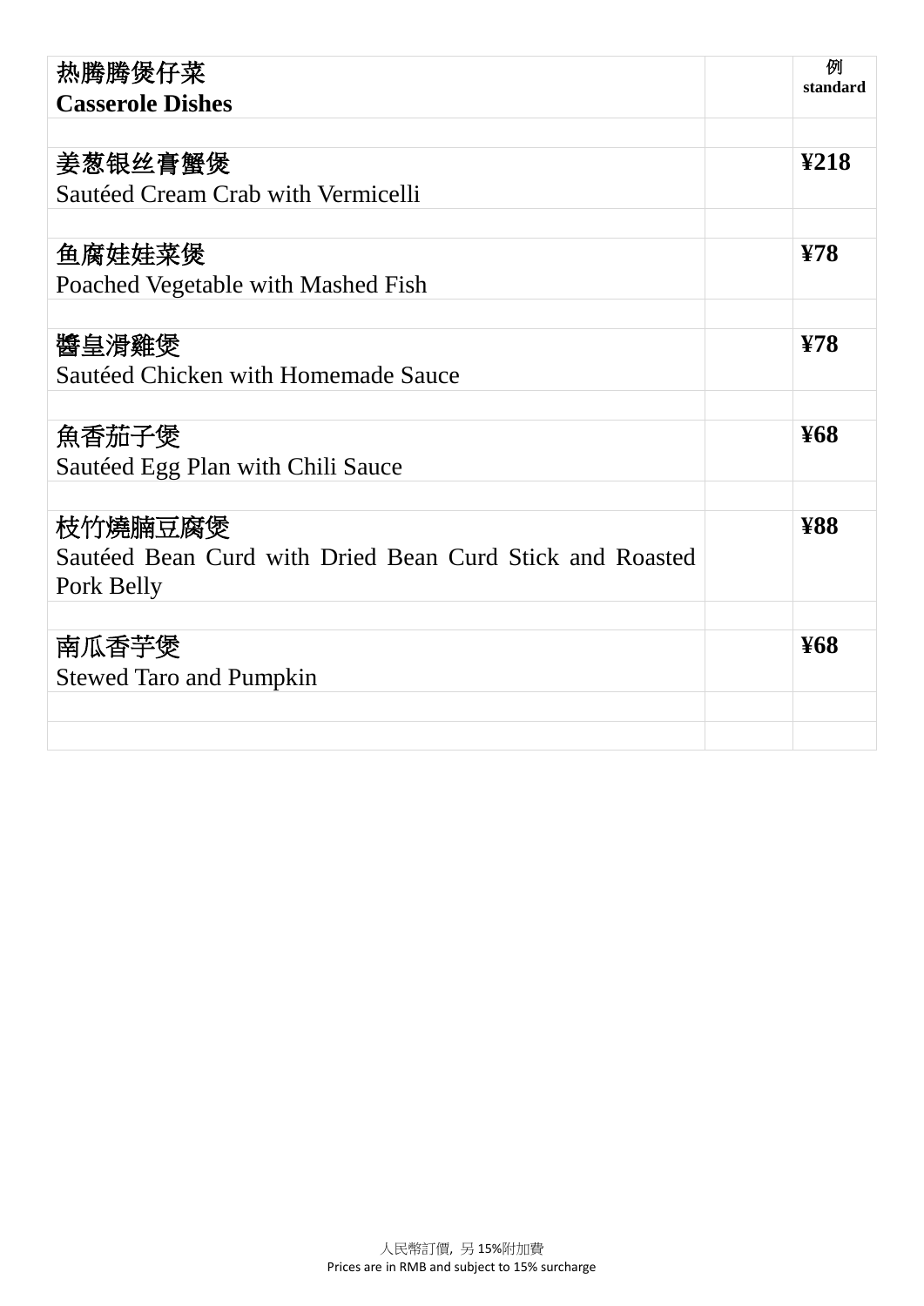| 热腾腾煲仔菜<br>**Casserole Dishes** | | 例<br>**standard** |
|---|---|---|
| | | |
| 姜葱银丝膏蟹煲<br>Sautéed Cream Crab with Vermicelli | | **¥218** |
| | | |
| 鱼腐娃娃菜煲<br>Poached Vegetable with Mashed Fish | | **¥78** |
| | | |
| 醬皇滑雞煲<br>Sautéed Chicken with Homemade Sauce | | **¥78** |
| | | |
| 魚香茄子煲<br>Sautéed Egg Plan with Chili Sauce | | **¥68** |
| | | |
| 枝竹燒腩豆腐煲<br>Sautéed Bean Curd with Dried Bean Curd Stick and Roasted Pork Belly | | **¥88** |
| | | |
| 南瓜香芋煲<br>Stewed Taro and Pumpkin | | **¥68** |
| | | |
| | | |

人民幣訂價，另 15%附加費
Prices are in RMB and subject to 15% surcharge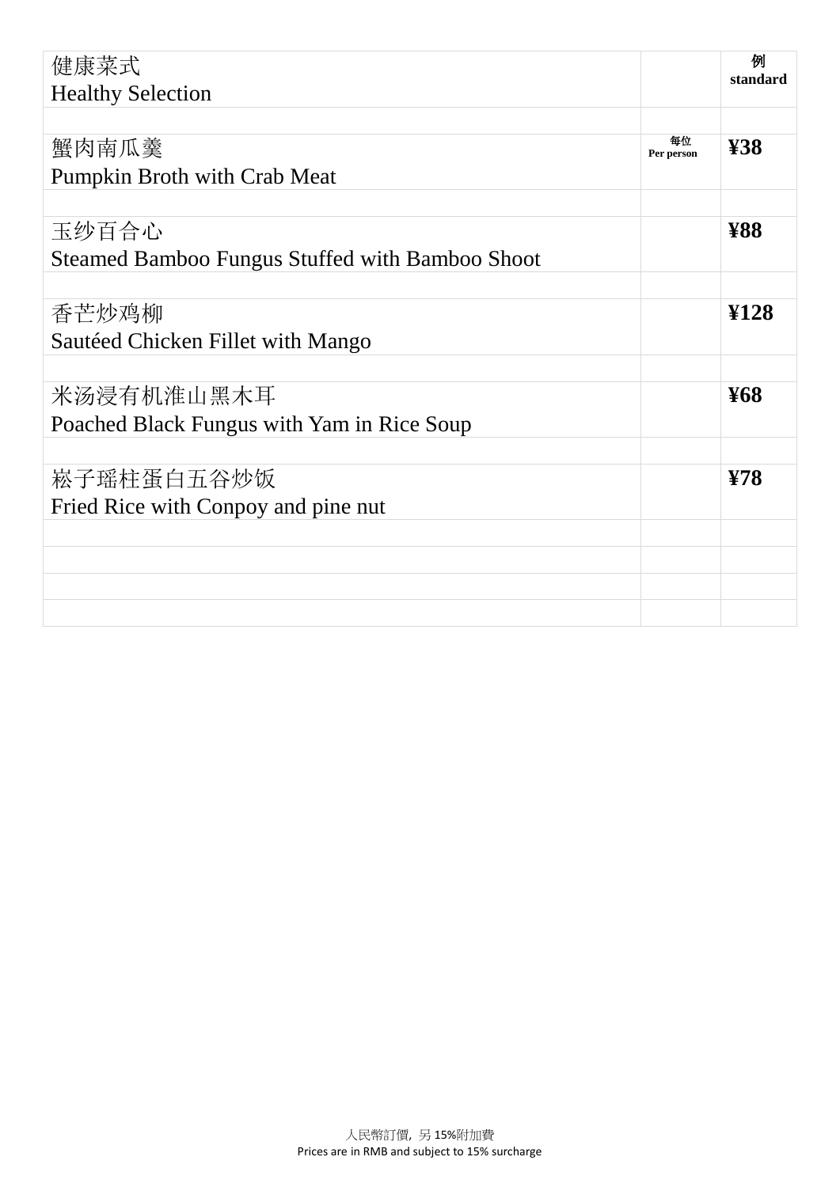| 健康菜式<br>Healthy Selection | | 例<br>standard |
|---|---|---|
| | | |
| 蟹肉南瓜羹<br>Pumpkin Broth with Crab Meat | 每位<br>Per person | **¥38** |
| | | |
| 玉纱百合心<br>Steamed Bamboo Fungus Stuffed with Bamboo Shoot | | **¥88** |
| | | |
| 香芒炒鸡柳<br>Sautéed Chicken Fillet with Mango | | **¥128** |
| | | |
| 米汤浸有机淮山黑木耳<br>Poached Black Fungus with Yam in Rice Soup | | **¥68** |
| | | |
| 崧子瑶柱蛋白五谷炒饭<br>Fried Rice with Conpoy and pine nut | | **¥78** |
| | | |
| | | |
| | | |
| | | |

人民幣訂價，另 15%附加費
Prices are in RMB and subject to 15% surcharge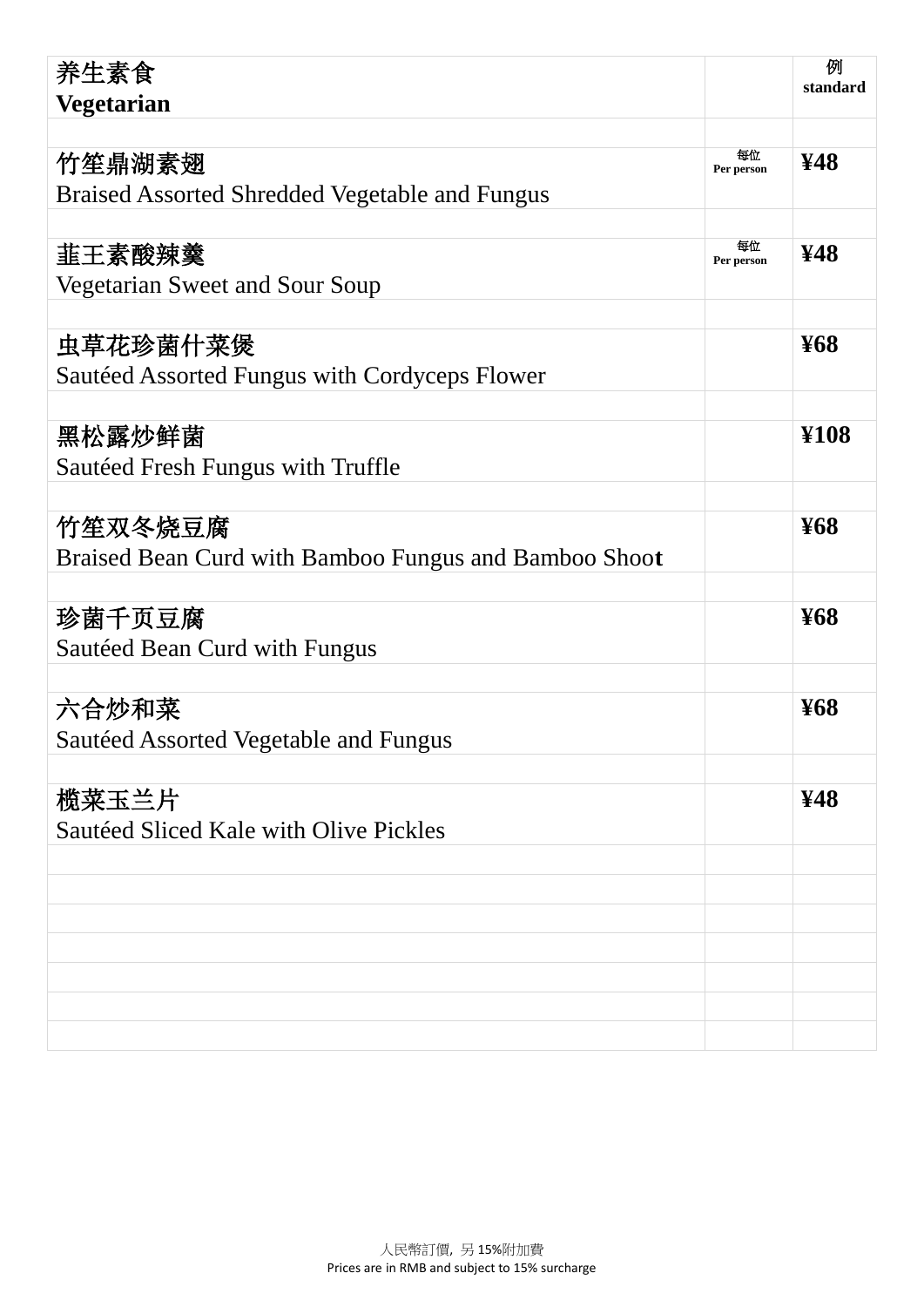| 养生素食<br>**Vegetarian** | | 例<br>**standard** |
|---|---|---|
| 竹笙鼎湖素翅<br>Braised Assorted Shredded Vegetable and Fungus | 每位<br>**Per person** | **¥48** |
| 韭王素酸辣羹<br>Vegetarian Sweet and Sour Soup | 每位<br>**Per person** | **¥48** |
| 虫草花珍菌什菜煲<br>Sautéed Assorted Fungus with Cordyceps Flower | | **¥68** |
| 黑松露炒鲜菌<br>Sautéed Fresh Fungus with Truffle | | **¥108** |
| 竹笙双冬烧豆腐<br>Braised Bean Curd with Bamboo Fungus and Bamboo Shoot | | **¥68** |
| 珍菌千页豆腐<br>Sautéed Bean Curd with Fungus | | **¥68** |
| 六合炒和菜<br>Sautéed Assorted Vegetable and Fungus | | **¥68** |
| 榄菜玉兰片<br>Sautéed Sliced Kale with Olive Pickles | | **¥48** |

人民幣訂價，另 15%附加費
Prices are in RMB and subject to 15% surcharge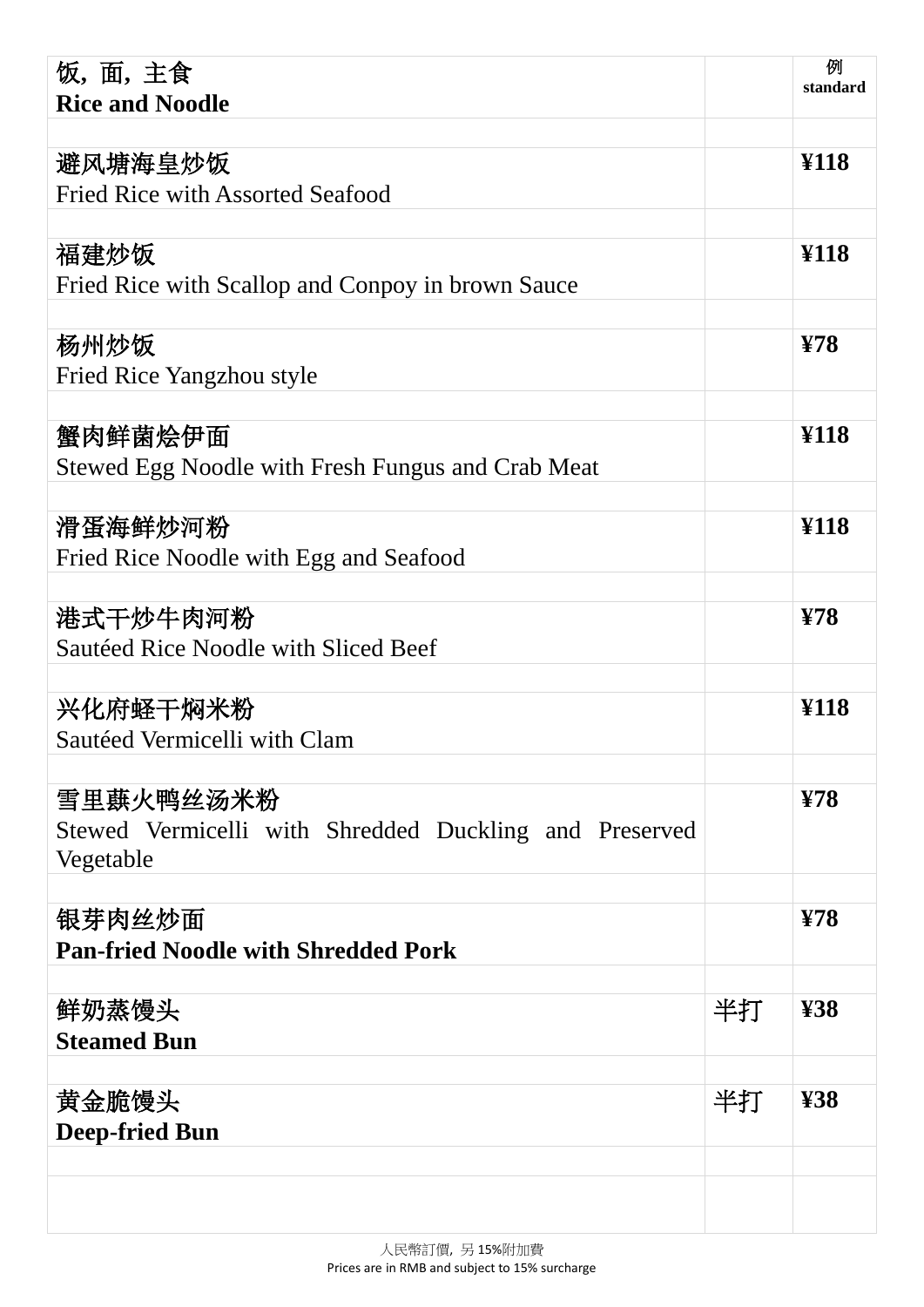| 饭, 面, 主食<br>**Rice and Noodle** | | 例<br>**standard** |
|---|---|---|
| | | |
| 避风塘海皇炒饭<br>Fried Rice with Assorted Seafood | | **¥118** |
| | | |
| 福建炒饭<br>Fried Rice with Scallop and Conpoy in brown Sauce | | **¥118** |
| | | |
| 杨州炒饭<br>Fried Rice Yangzhou style | | **¥78** |
| | | |
| 蟹肉鲜菌烩伊面<br>Stewed Egg Noodle with Fresh Fungus and Crab Meat | | **¥118** |
| | | |
| 滑蛋海鲜炒河粉<br>Fried Rice Noodle with Egg and Seafood | | **¥118** |
| | | |
| 港式干炒牛肉河粉<br>Sautéed Rice Noodle with Sliced Beef | | **¥78** |
| | | |
| 兴化府蛏干焖米粉<br>Sautéed Vermicelli with Clam | | **¥118** |
| | | |
| 雪里蕻火鸭丝汤米粉<br>Stewed Vermicelli with Shredded Duckling and Preserved Vegetable | | **¥78** |
| | | |
| 银芽肉丝炒面<br>**Pan-fried Noodle with Shredded Pork** | | **¥78** |
| | | |
| 鲜奶蒸馒头<br>**Steamed Bun** | 半打 | **¥38** |
| | | |
| 黄金脆馒头<br>**Deep-fried Bun** | 半打 | **¥38** |
| | | |
| | | |

人民幣訂價，另 15%附加費
Prices are in RMB and subject to 15% surcharge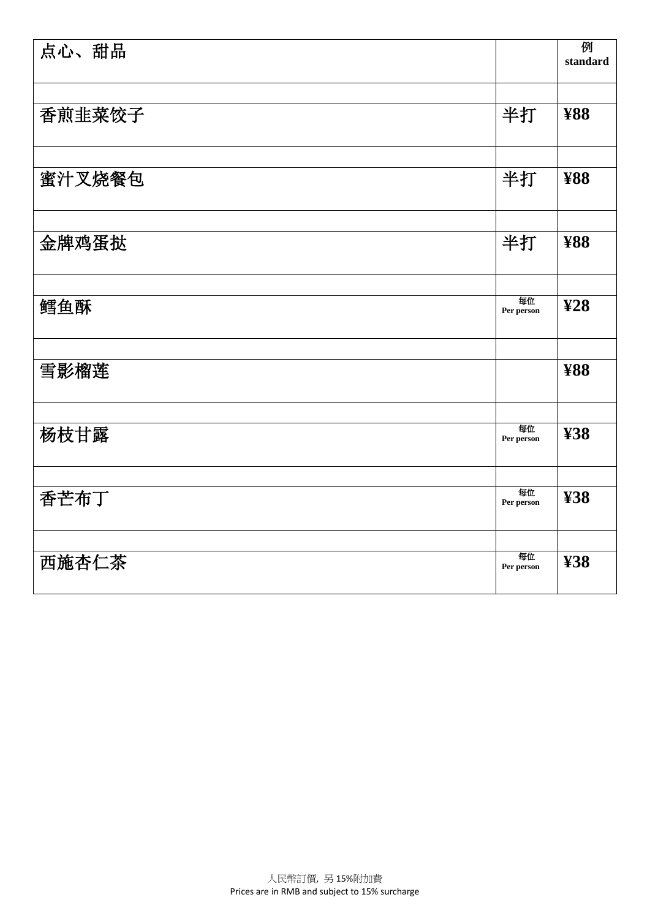| 点心、甜品 | | 例 standard |
|---|---|---|
| | | |
| 香煎韭菜饺子 | 半打 | ¥88 |
| | | |
| 蜜汁叉烧餐包 | 半打 | ¥88 |
| | | |
| 金牌鸡蛋挞 | 半打 | ¥88 |
| | | |
| 鳕鱼酥 | 每位 Per person | ¥28 |
| | | |
| 雪影榴莲 | | ¥88 |
| | | |
| 杨枝甘露 | 每位 Per person | ¥38 |
| | | |
| 香芒布丁 | 每位 Per person | ¥38 |
| | | |
| 西施杏仁茶 | 每位 Per person | ¥38 |

人民幣訂價，另 15%附加費
Prices are in RMB and subject to 15% surcharge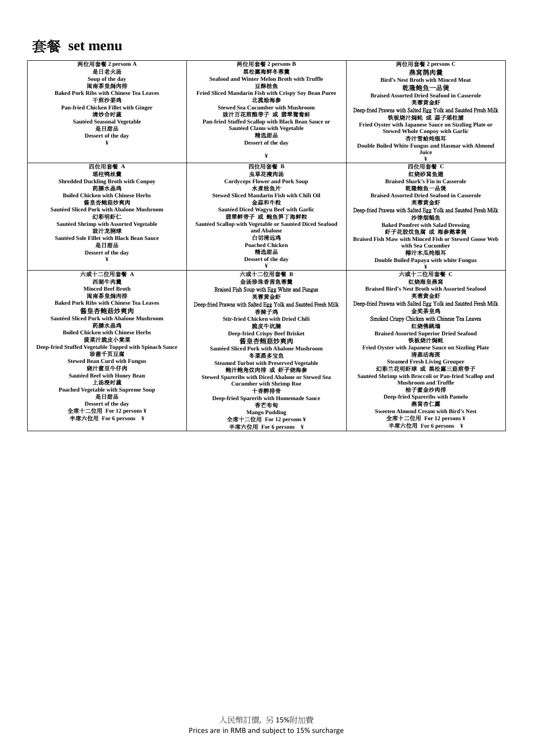# 套餐 set menu

| 两位用套餐 2 persons A | 两位用套餐 2 persons B | 两位用套餐 2 persons C |
|---|---|---|
| 是日老火汤<br>Soup of the day<br>闽南茶皇焗肉排<br>Baked Pork Ribs with Chinese Tea Leaves<br>干煎沙姜鸡<br>Pan-fried Chicken Fillet with Ginger<br>清炒合时蔬<br>Sautéed Seasonal Vegetable<br>是日甜品<br>Dessert of the day<br>¥ | 黑松露海鲜冬蓉羹<br>Seafood and Winter Melon Broth with Truffle<br>豆酥桂鱼<br>Fried Sliced Mandarin Fish with Crispy Soy Bean Puree<br>北菇烩海参<br>Stewed Sea Cucumber with Mushroom<br>豉汁百花煎酿带子 或 翡翠鸳鸯蚌<br>Pan-fried Stuffed Scallop with Black Bean Sauce or Sautéed Clams with Vegetable<br>精选甜品<br>Dessert of the day<br>¥ | 燕窝鹊肉羹<br>Bird's Nest Broth with Minced Meat<br>乾隆鲍鱼一品煲<br>Braised Assorted Dried Seafood in Casserole<br>芙蓉黄金虾<br>Deep-fried Prawns with Salted Egg Yolk and Sautéed Fresh Milk<br>铁板烧汁焗蚝 或 蒜子瑶柱脯<br>Fried Oyster with Japanese Sauce on Sizzling Plate or Stewed Whole Conpoy with Garlic<br>杏汁雪蛤炖银耳<br>Double Boiled White Fungus and Hasmar with Almond Juice<br>¥ |
| **四位用套餐 A** | **四位用套餐 B** | **四位用套餐 C** |
| 瑶柱鸭丝羹<br>Shredded Duckling Broth with Conpoy<br>药膳水晶鸡<br>Boiled Chicken with Chinese Herbs<br>酱皇杏鲍菇炒爽肉<br>Sautéed Sliced Pork with Abalone Mushroom<br>幻影明虾仁<br>Sautéed Shrimp with Assorted Vegetable<br>豉汁龙脷球<br>Sautéed Sole Fillet with Black Bean Sauce<br>是日甜品<br>Dessert of the day<br>¥ | 虫草花瘦肉汤<br>Cordyceps Flower and Pork Soup<br>水煮桂鱼片<br>Stewed Sliced Mandarin Fish with Chili Oil<br>金蒜和牛粒<br>Sautéed Diced Wagyu Beef with Garlic<br>翡翠鲜带子 或 鲍鱼笋丁海鲜粒<br>Sautéed Scallop with Vegetable or Sautéed Diced Seafood and Abalone<br>白切清远鸡<br>Poached Chicken<br>精选甜品<br>Dessert of the day<br>¥ | 红烧砂窝鱼翅<br>Braised Shark's Fin in Casserole<br>乾隆鲍鱼一品煲<br>Braised Assorted Dried Seafood in Casserole<br>芙蓉黄金虾<br>Deep-fried Prawns with Salted Egg Yolk and Sautéed Fresh Milk<br>沙律焗鲳鱼<br>Baked Pomfret with Salad Dressing<br>虾子花胶炆鱼腐 或 海参鹅掌煲<br>Braised Fish Maw with Minced Fish or Stewed Goose Web with Sea Cucumber<br>椰汁木瓜炖银耳<br>Double Boiled Papaya with white Fungus<br>¥ |
| **六或十二位用套餐 A** | **六或十二位用套餐 B** | **六或十二位用套餐 C** |
| 西湖牛肉羹<br>Minced Beef Broth<br>闽南茶皇焗肉排<br>Baked Pork Ribs with Chinese Tea Leaves<br>酱皇杏鲍菇炒爽肉<br>Sautéed Sliced Pork with Abalone Mushroom<br>药膳水晶鸡<br>Boiled Chicken with Chinese Herbs<br>菠菜汁脆皮小棠菜<br>Deep-fried Stuffed Vegetable Topped with Spinach Sauce<br>珍菌千页豆腐<br>Stewed Bean Curd with Fungus<br>烧汁蜜豆牛仔肉<br>Sautéed Beef with Honey Bean<br>上汤浸时蔬<br>Poached Vegetable with Supreme Soup<br>是日甜品<br>Dessert of the day<br>全席十二位用 For 12 persons ¥<br>半席六位用 For 6 persons ¥ | 金汤珍珠香茜鱼蓉羹<br>Braised Fish Soup with Egg White and Fungus<br>芙蓉黄金虾<br>Deep-fried Prawns with Salted Egg Yolk and Sautéed Fresh Milk<br>香辣子鸡<br>Stir-fried Chicken with Dried Chili<br>脆皮牛坑腩<br>Deep-fried Crispy Beef Brisket<br>酱皇杏鲍菇炒爽肉<br>Sautéed Sliced Pork with Abalone Mushroom<br>冬菜蒸多宝鱼<br>Steamed Turbot with Preserved Vegetable<br>鲍汁鲍角炆肉排 或 虾子烧海参<br>Stewed Spareribs with Diced Abalone or Stewed Sea Cucumber with Shrimp Roe<br>十香醉排骨<br>Deep-fried Sparerib with Homemade Sauce<br>香芒布甸<br>Mango Pudding<br>全席十二位用 For 12 persons ¥<br>半席六位用 For 6 persons ¥ | 红烧海皇燕窝<br>Braised Bird's Nest Broth with Assorted Seafood<br>芙蓉黄金虾<br>Deep-fried Prawns with Salted Egg Yolk and Sautéed Fresh Milk<br>金奖茶皇鸡<br>Smoked Crispy Chicken with Chinese Tea Leaves<br>红烧佛跳墙<br>Braised Assorted Superior Dried Seafood<br>铁板烧汁焗蚝<br>Fried Oyster with Japanese Sauce on Sizzling Plate<br>清蒸活海斑<br>Steamed Fresh Living Grouper<br>幻彩兰花明虾球 或 黑松露三菇煎带子<br>Sautéed Shrimp with Broccoli or Pan-fried Scallop and Mushroom and Truffle<br>柚子蜜金沙肉排<br>Deep-fried Spareribs with Pamelo<br>燕窝杏仁露<br>Sweeten Almond Cream with Bird's Nest<br>全席十二位用 For 12 persons ¥<br>半席六位用 For 6 persons ¥ |

人民幣訂價，另 15%附加費

Prices are in RMB and subject to 15% surcharge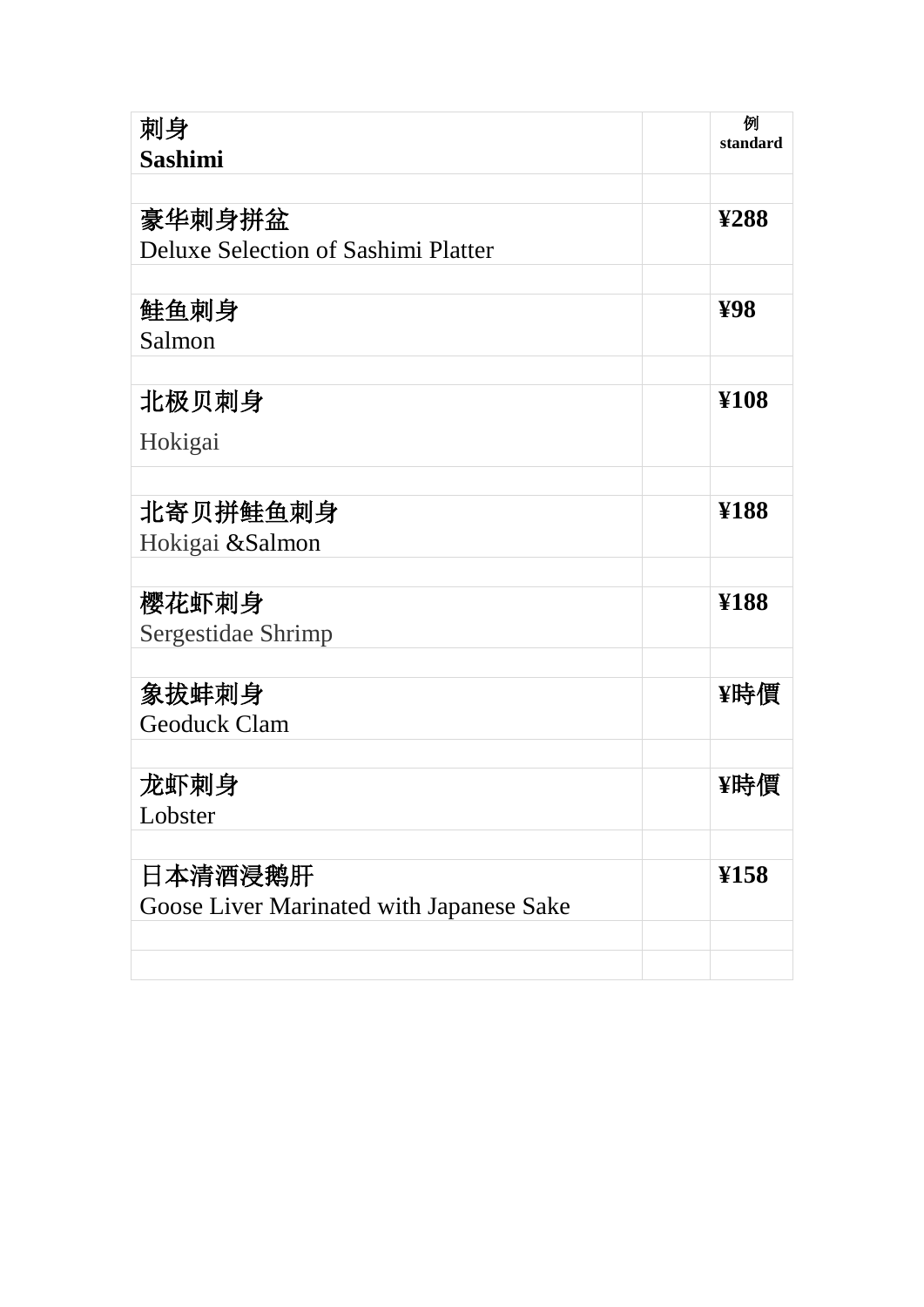| 刺身<br>**Sashimi** | | 例<br>**standard** |
|---|---|---|
| | | |
| 豪华刺身拼盆<br>Deluxe Selection of Sashimi Platter | | **¥288** |
| | | |
| 鲑鱼刺身<br>Salmon | | **¥98** |
| | | |
| 北极贝刺身<br>Hokigai | | **¥108** |
| | | |
| 北寄贝拼鲑鱼刺身<br>Hokigai &Salmon | | **¥188** |
| | | |
| 樱花虾刺身<br>Sergestidae Shrimp | | **¥188** |
| | | |
| 象拔蚌刺身<br>Geoduck Clam | | **¥時價** |
| | | |
| 龙虾刺身<br>Lobster | | **¥時價** |
| | | |
| 日本清酒浸鹅肝<br>Goose Liver Marinated with Japanese Sake | | **¥158** |
| | | |
| | | |